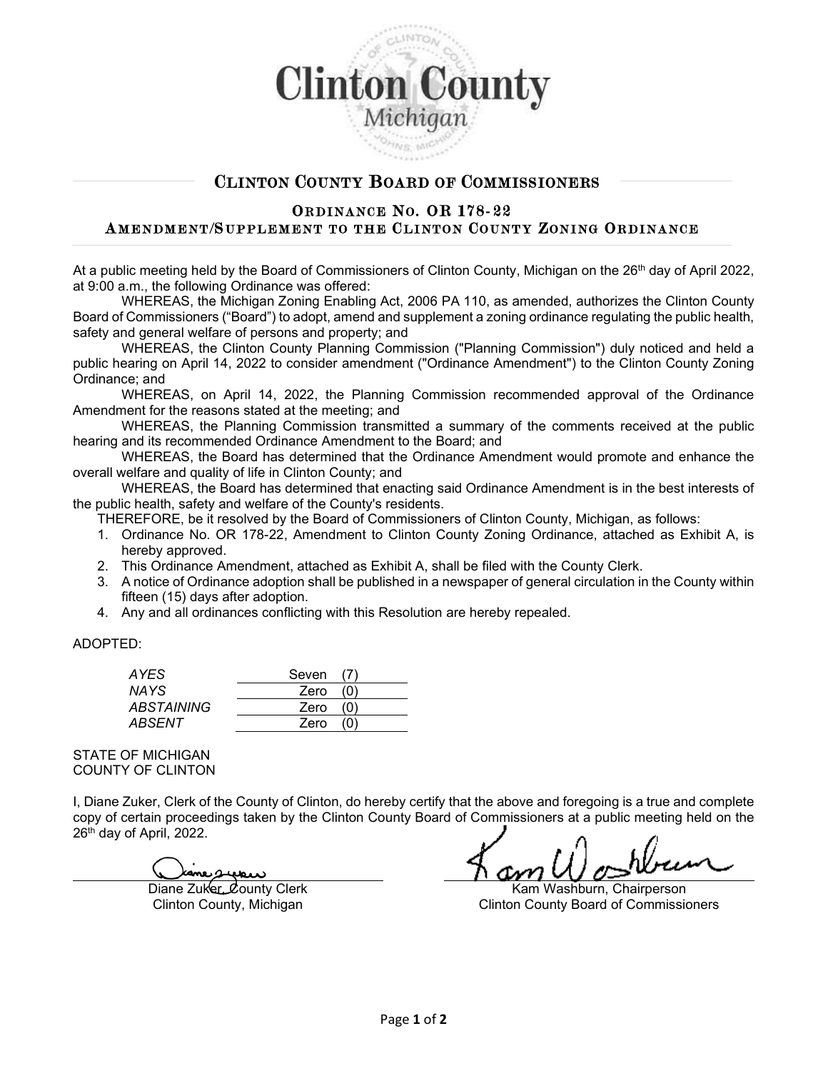# Clinton County Board of Commissioners

## Ordinance No. OR 178-22
## Amendment/Supplement to the Clinton County Zoning Ordinance

At a public meeting held by the Board of Commissioners of Clinton County, Michigan on the 26th day of April 2022, at 9:00 a.m., the following Ordinance was offered:

WHEREAS, the Michigan Zoning Enabling Act, 2006 PA 110, as amended, authorizes the Clinton County Board of Commissioners ("Board") to adopt, amend and supplement a zoning ordinance regulating the public health, safety and general welfare of persons and property; and

WHEREAS, the Clinton County Planning Commission ("Planning Commission") duly noticed and held a public hearing on April 14, 2022 to consider amendment ("Ordinance Amendment") to the Clinton County Zoning Ordinance; and

WHEREAS, on April 14, 2022, the Planning Commission recommended approval of the Ordinance Amendment for the reasons stated at the meeting; and

WHEREAS, the Planning Commission transmitted a summary of the comments received at the public hearing and its recommended Ordinance Amendment to the Board; and

WHEREAS, the Board has determined that the Ordinance Amendment would promote and enhance the overall welfare and quality of life in Clinton County; and

WHEREAS, the Board has determined that enacting said Ordinance Amendment is in the best interests of the public health, safety and welfare of the County's residents.

THEREFORE, be it resolved by the Board of Commissioners of Clinton County, Michigan, as follows:

1. Ordinance No. OR 178-22, Amendment to Clinton County Zoning Ordinance, attached as Exhibit A, is hereby approved.
2. This Ordinance Amendment, attached as Exhibit A, shall be filed with the County Clerk.
3. A notice of Ordinance adoption shall be published in a newspaper of general circulation in the County within fifteen (15) days after adoption.
4. Any and all ordinances conflicting with this Resolution are hereby repealed.

ADOPTED:

| | |
|---|---|
| *AYES* | Seven (7) |
| *NAYS* | Zero (0) |
| *ABSTAINING* | Zero (0) |
| *ABSENT* | Zero (0) |

STATE OF MICHIGAN
COUNTY OF CLINTON

I, Diane Zuker, Clerk of the County of Clinton, do hereby certify that the above and foregoing is a true and complete copy of certain proceedings taken by the Clinton County Board of Commissioners at a public meeting held on the 26th day of April, 2022.

Diane Zuker, County Clerk
Clinton County, Michigan

Kam Washburn, Chairperson
Clinton County Board of Commissioners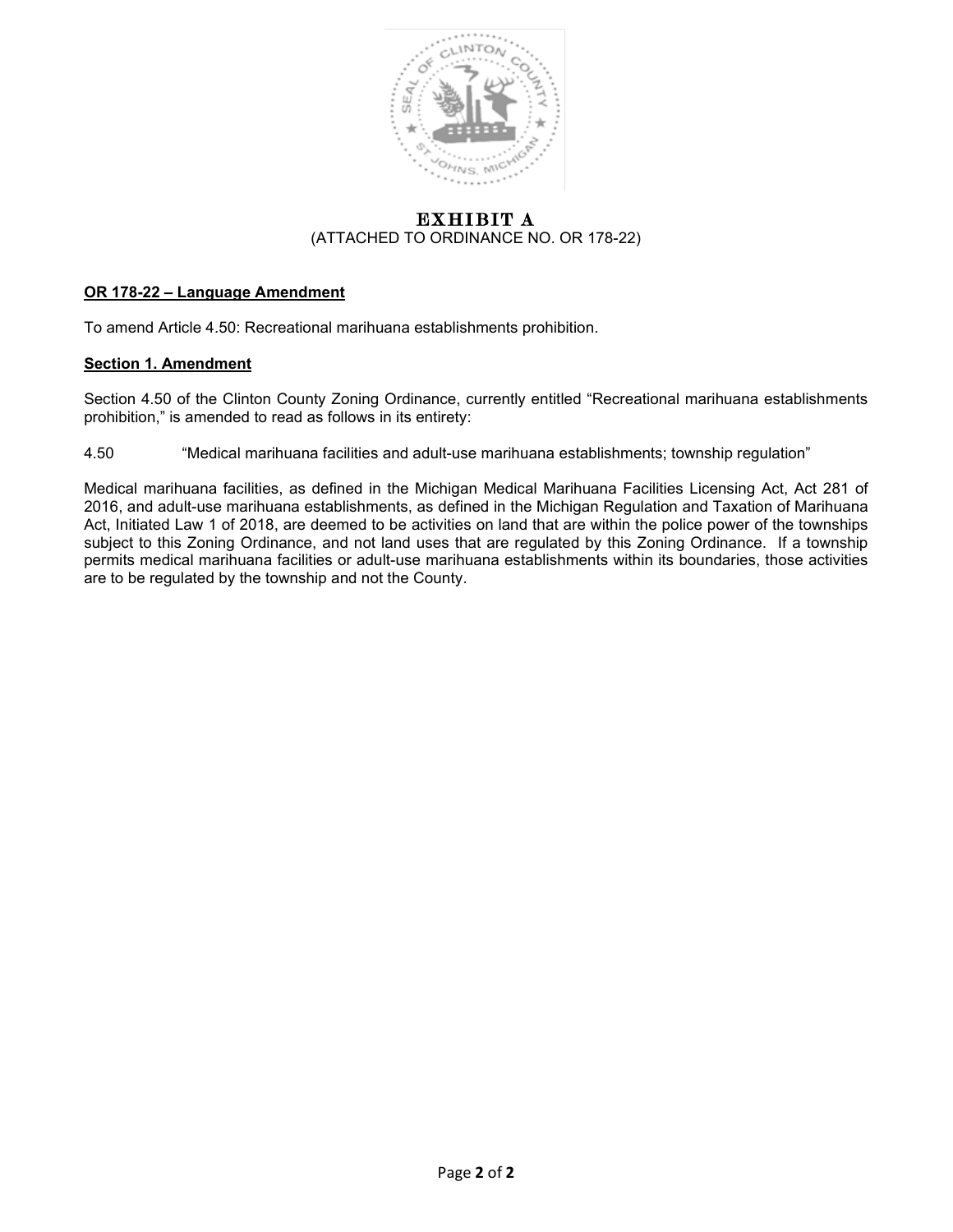# EXHIBIT A

(ATTACHED TO ORDINANCE NO. OR 178-22)

**OR 178-22 – Language Amendment**

To amend Article 4.50: Recreational marihuana establishments prohibition.

**Section 1. Amendment**

Section 4.50 of the Clinton County Zoning Ordinance, currently entitled "Recreational marihuana establishments prohibition," is amended to read as follows in its entirety:

4.50 "Medical marihuana facilities and adult-use marihuana establishments; township regulation"

Medical marihuana facilities, as defined in the Michigan Medical Marihuana Facilities Licensing Act, Act 281 of 2016, and adult-use marihuana establishments, as defined in the Michigan Regulation and Taxation of Marihuana Act, Initiated Law 1 of 2018, are deemed to be activities on land that are within the police power of the townships subject to this Zoning Ordinance, and not land uses that are regulated by this Zoning Ordinance. If a township permits medical marihuana facilities or adult-use marihuana establishments within its boundaries, those activities are to be regulated by the township and not the County.